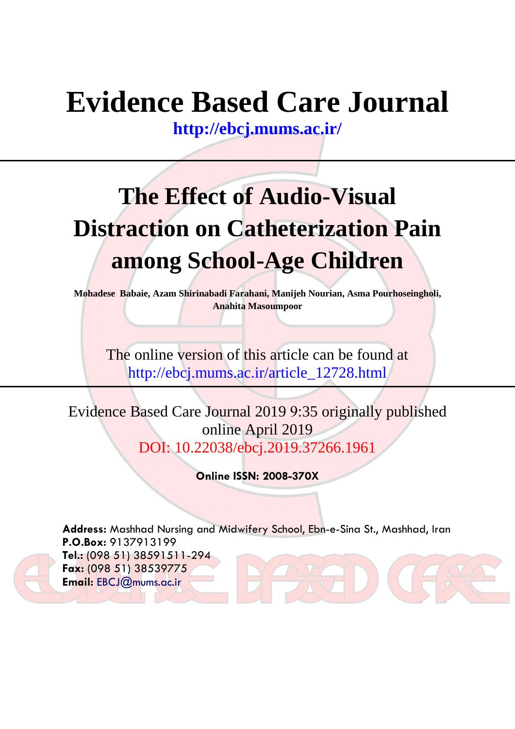# Evidence Based Care Journal

**http://ebcj.mums.ac.ir/**

---

## The Effect of Audio-Visual Distraction on Catheterization Pain among School-Age Children

**Mohadese Babaie, Azam Shirinabadi Farahani, Manijeh Nourian, Asma Pourhoseingholi, Anahita Masoumpoor**

The online version of this article can be found at
http://ebcj.mums.ac.ir/article_12728.html

---

Evidence Based Care Journal 2019 9:35 originally published online April 2019
DOI: 10.22038/ebcj.2019.37266.1961

**Online ISSN: 2008-370X**

**Address:** Mashhad Nursing and Midwifery School, Ebn-e-Sina St., Mashhad, Iran
**P.O.Box:** 9137913199
**Tel.:** (098 51) 38591511-294
**Fax:** (098 51) 38539775
**Email:** EBCJ@mums.ac.ir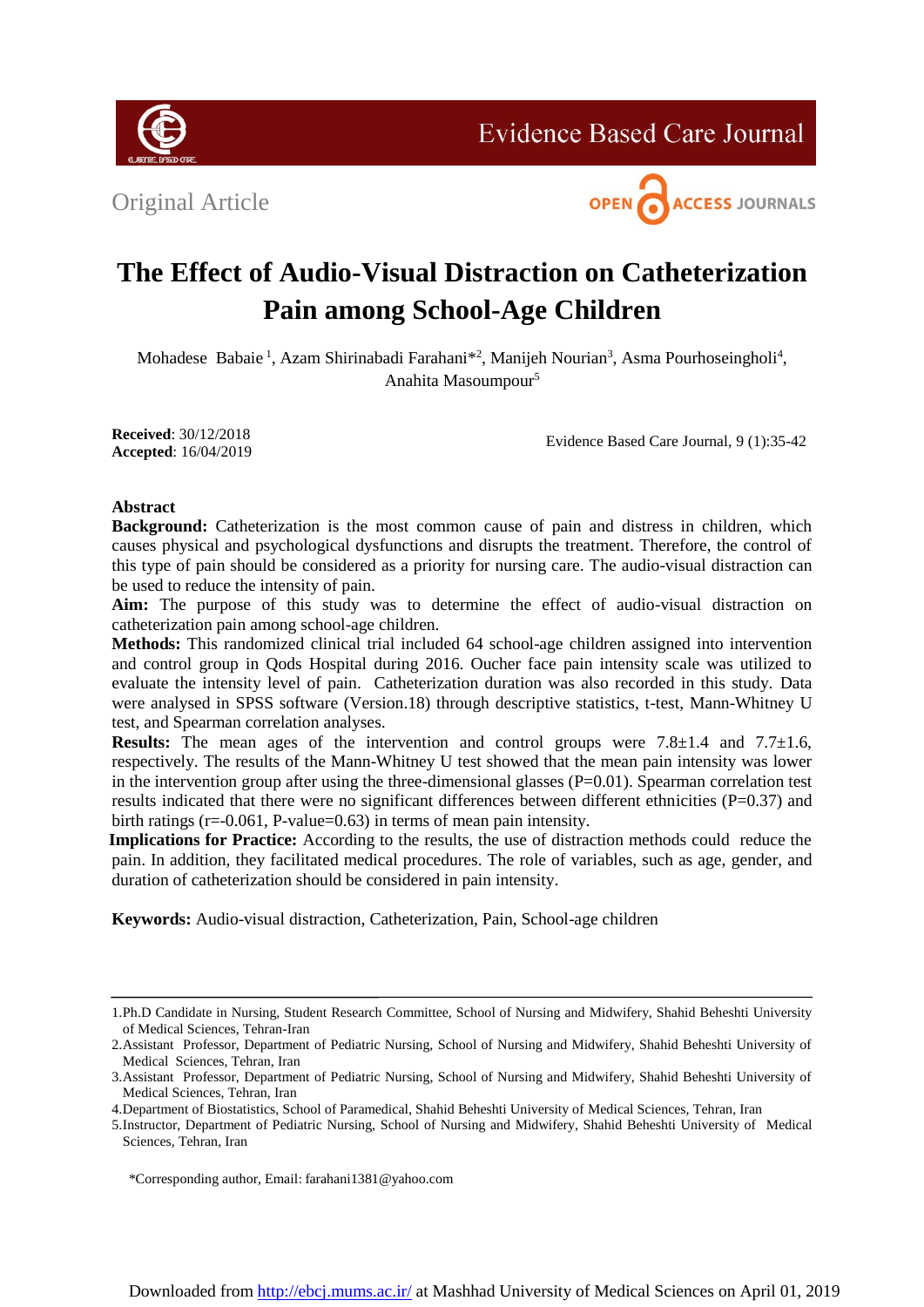Original Article

# The Effect of Audio-Visual Distraction on Catheterization Pain among School-Age Children

Mohadese Babaie [1], Azam Shirinabadi Farahani*[2], Manijeh Nourian[3], Asma Pourhoseingholi[4], Anahita Masoumpour[5]

**Received**: 30/12/2018
**Accepted**: 16/04/2019

## Abstract

**Background:** Catheterization is the most common cause of pain and distress in children, which causes physical and psychological dysfunctions and disrupts the treatment. Therefore, the control of this type of pain should be considered as a priority for nursing care. The audio-visual distraction can be used to reduce the intensity of pain.

**Aim:** The purpose of this study was to determine the effect of audio-visual distraction on catheterization pain among school-age children.

**Methods:** This randomized clinical trial included 64 school-age children assigned into intervention and control group in Qods Hospital during 2016. Oucher face pain intensity scale was utilized to evaluate the intensity level of pain. Catheterization duration was also recorded in this study. Data were analysed in SPSS software (Version.18) through descriptive statistics, t-test, Mann-Whitney U test, and Spearman correlation analyses.

**Results:** The mean ages of the intervention and control groups were 7.8±1.4 and 7.7±1.6, respectively. The results of the Mann-Whitney U test showed that the mean pain intensity was lower in the intervention group after using the three-dimensional glasses (P=0.01). Spearman correlation test results indicated that there were no significant differences between different ethnicities (P=0.37) and birth ratings (r=-0.061, P-value=0.63) in terms of mean pain intensity.

**Implications for Practice:** According to the results, the use of distraction methods could reduce the pain. In addition, they facilitated medical procedures. The role of variables, such as age, gender, and duration of catheterization should be considered in pain intensity.

**Keywords:** Audio-visual distraction, Catheterization, Pain, School-age children

---

1.Ph.D Candidate in Nursing, Student Research Committee, School of Nursing and Midwifery, Shahid Beheshti University of Medical Sciences, Tehran-Iran

2.Assistant Professor, Department of Pediatric Nursing, School of Nursing and Midwifery, Shahid Beheshti University of Medical Sciences, Tehran, Iran

3.Assistant Professor, Department of Pediatric Nursing, School of Nursing and Midwifery, Shahid Beheshti University of Medical Sciences, Tehran, Iran

4.Department of Biostatistics, School of Paramedical, Shahid Beheshti University of Medical Sciences, Tehran, Iran

5.Instructor, Department of Pediatric Nursing, School of Nursing and Midwifery, Shahid Beheshti University of Medical Sciences, Tehran, Iran

*Corresponding author, Email: farahani1381@yahoo.com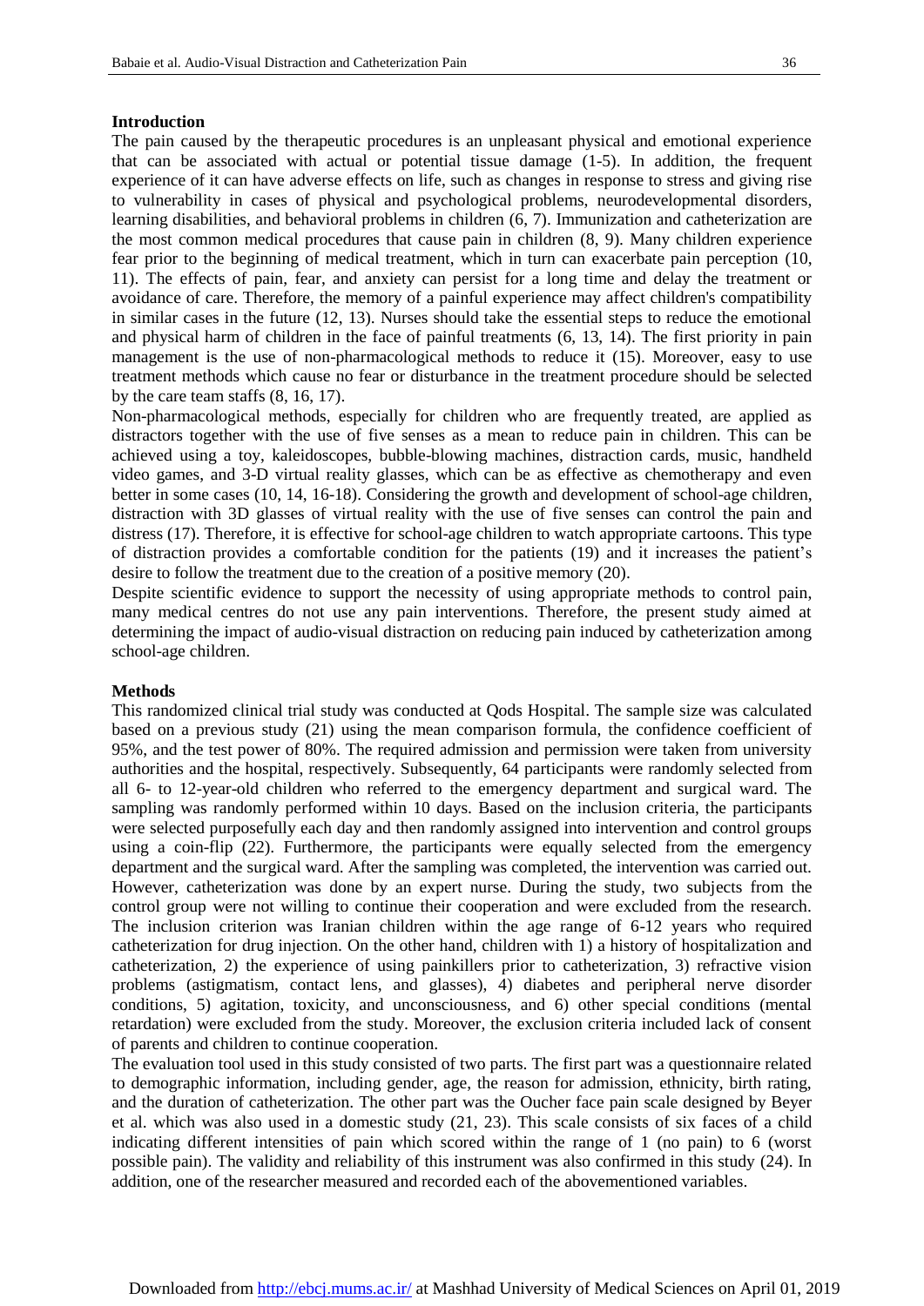## Introduction

The pain caused by the therapeutic procedures is an unpleasant physical and emotional experience that can be associated with actual or potential tissue damage (1-5). In addition, the frequent experience of it can have adverse effects on life, such as changes in response to stress and giving rise to vulnerability in cases of physical and psychological problems, neurodevelopmental disorders, learning disabilities, and behavioral problems in children (6, 7). Immunization and catheterization are the most common medical procedures that cause pain in children (8, 9). Many children experience fear prior to the beginning of medical treatment, which in turn can exacerbate pain perception (10, 11). The effects of pain, fear, and anxiety can persist for a long time and delay the treatment or avoidance of care. Therefore, the memory of a painful experience may affect children's compatibility in similar cases in the future (12, 13). Nurses should take the essential steps to reduce the emotional and physical harm of children in the face of painful treatments (6, 13, 14). The first priority in pain management is the use of non-pharmacological methods to reduce it (15). Moreover, easy to use treatment methods which cause no fear or disturbance in the treatment procedure should be selected by the care team staffs (8, 16, 17).

Non-pharmacological methods, especially for children who are frequently treated, are applied as distractors together with the use of five senses as a mean to reduce pain in children. This can be achieved using a toy, kaleidoscopes, bubble-blowing machines, distraction cards, music, handheld video games, and 3-D virtual reality glasses, which can be as effective as chemotherapy and even better in some cases (10, 14, 16-18). Considering the growth and development of school-age children, distraction with 3D glasses of virtual reality with the use of five senses can control the pain and distress (17). Therefore, it is effective for school-age children to watch appropriate cartoons. This type of distraction provides a comfortable condition for the patients (19) and it increases the patient's desire to follow the treatment due to the creation of a positive memory (20).

Despite scientific evidence to support the necessity of using appropriate methods to control pain, many medical centres do not use any pain interventions. Therefore, the present study aimed at determining the impact of audio-visual distraction on reducing pain induced by catheterization among school-age children.

## Methods

This randomized clinical trial study was conducted at Qods Hospital. The sample size was calculated based on a previous study (21) using the mean comparison formula, the confidence coefficient of 95%, and the test power of 80%. The required admission and permission were taken from university authorities and the hospital, respectively. Subsequently, 64 participants were randomly selected from all 6- to 12-year-old children who referred to the emergency department and surgical ward. The sampling was randomly performed within 10 days. Based on the inclusion criteria, the participants were selected purposefully each day and then randomly assigned into intervention and control groups using a coin-flip (22). Furthermore, the participants were equally selected from the emergency department and the surgical ward. After the sampling was completed, the intervention was carried out. However, catheterization was done by an expert nurse. During the study, two subjects from the control group were not willing to continue their cooperation and were excluded from the research. The inclusion criterion was Iranian children within the age range of 6-12 years who required catheterization for drug injection. On the other hand, children with 1) a history of hospitalization and catheterization, 2) the experience of using painkillers prior to catheterization, 3) refractive vision problems (astigmatism, contact lens, and glasses), 4) diabetes and peripheral nerve disorder conditions, 5) agitation, toxicity, and unconsciousness, and 6) other special conditions (mental retardation) were excluded from the study. Moreover, the exclusion criteria included lack of consent of parents and children to continue cooperation.

The evaluation tool used in this study consisted of two parts. The first part was a questionnaire related to demographic information, including gender, age, the reason for admission, ethnicity, birth rating, and the duration of catheterization. The other part was the Oucher face pain scale designed by Beyer et al. which was also used in a domestic study (21, 23). This scale consists of six faces of a child indicating different intensities of pain which scored within the range of 1 (no pain) to 6 (worst possible pain). The validity and reliability of this instrument was also confirmed in this study (24). In addition, one of the researcher measured and recorded each of the abovementioned variables.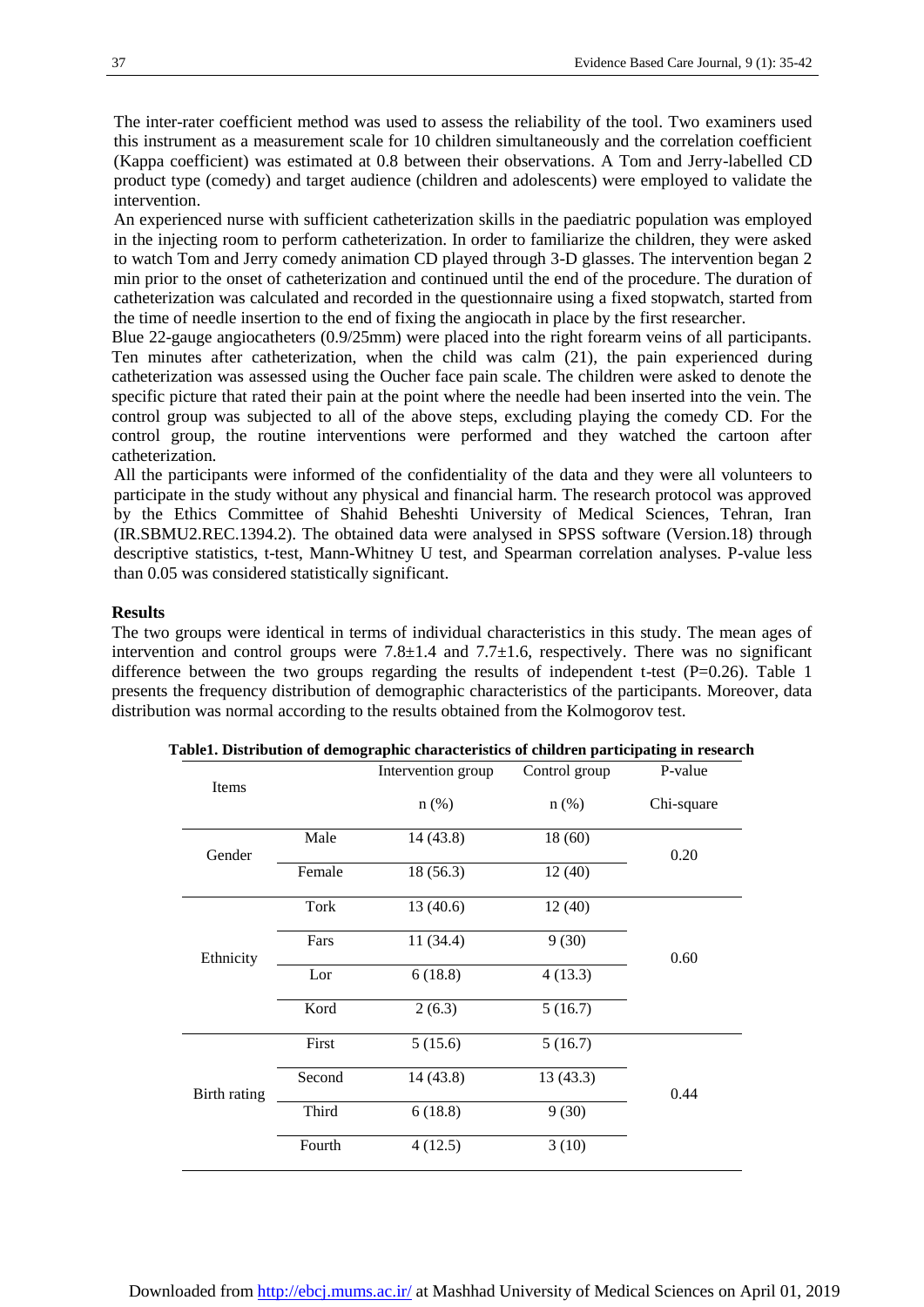The inter-rater coefficient method was used to assess the reliability of the tool. Two examiners used this instrument as a measurement scale for 10 children simultaneously and the correlation coefficient (Kappa coefficient) was estimated at 0.8 between their observations. A Tom and Jerry-labelled CD product type (comedy) and target audience (children and adolescents) were employed to validate the intervention.

An experienced nurse with sufficient catheterization skills in the paediatric population was employed in the injecting room to perform catheterization. In order to familiarize the children, they were asked to watch Tom and Jerry comedy animation CD played through 3-D glasses. The intervention began 2 min prior to the onset of catheterization and continued until the end of the procedure. The duration of catheterization was calculated and recorded in the questionnaire using a fixed stopwatch, started from the time of needle insertion to the end of fixing the angiocath in place by the first researcher.

Blue 22-gauge angiocatheters (0.9/25mm) were placed into the right forearm veins of all participants. Ten minutes after catheterization, when the child was calm (21), the pain experienced during catheterization was assessed using the Oucher face pain scale. The children were asked to denote the specific picture that rated their pain at the point where the needle had been inserted into the vein. The control group was subjected to all of the above steps, excluding playing the comedy CD. For the control group, the routine interventions were performed and they watched the cartoon after catheterization.

All the participants were informed of the confidentiality of the data and they were all volunteers to participate in the study without any physical and financial harm. The research protocol was approved by the Ethics Committee of Shahid Beheshti University of Medical Sciences, Tehran, Iran (IR.SBMU2.REC.1394.2). The obtained data were analysed in SPSS software (Version.18) through descriptive statistics, t-test, Mann-Whitney U test, and Spearman correlation analyses. P-value less than 0.05 was considered statistically significant.

## Results

The two groups were identical in terms of individual characteristics in this study. The mean ages of intervention and control groups were 7.8±1.4 and 7.7±1.6, respectively. There was no significant difference between the two groups regarding the results of independent t-test (P=0.26). Table 1 presents the frequency distribution of demographic characteristics of the participants. Moreover, data distribution was normal according to the results obtained from the Kolmogorov test.

**Table1. Distribution of demographic characteristics of children participating in research**

| Items | | Intervention group | Control group | P-value |
|---|---|---|---|---|
| | | n (%) | n (%) | Chi-square |
| Gender | Male | 14 (43.8) | 18 (60) | 0.20 |
| | Female | 18 (56.3) | 12 (40) | |
| Ethnicity | Tork | 13 (40.6) | 12 (40) | 0.60 |
| | Fars | 11 (34.4) | 9 (30) | |
| | Lor | 6 (18.8) | 4 (13.3) | |
| | Kord | 2 (6.3) | 5 (16.7) | |
| Birth rating | First | 5 (15.6) | 5 (16.7) | 0.44 |
| | Second | 14 (43.8) | 13 (43.3) | |
| | Third | 6 (18.8) | 9 (30) | |
| | Fourth | 4 (12.5) | 3 (10) | |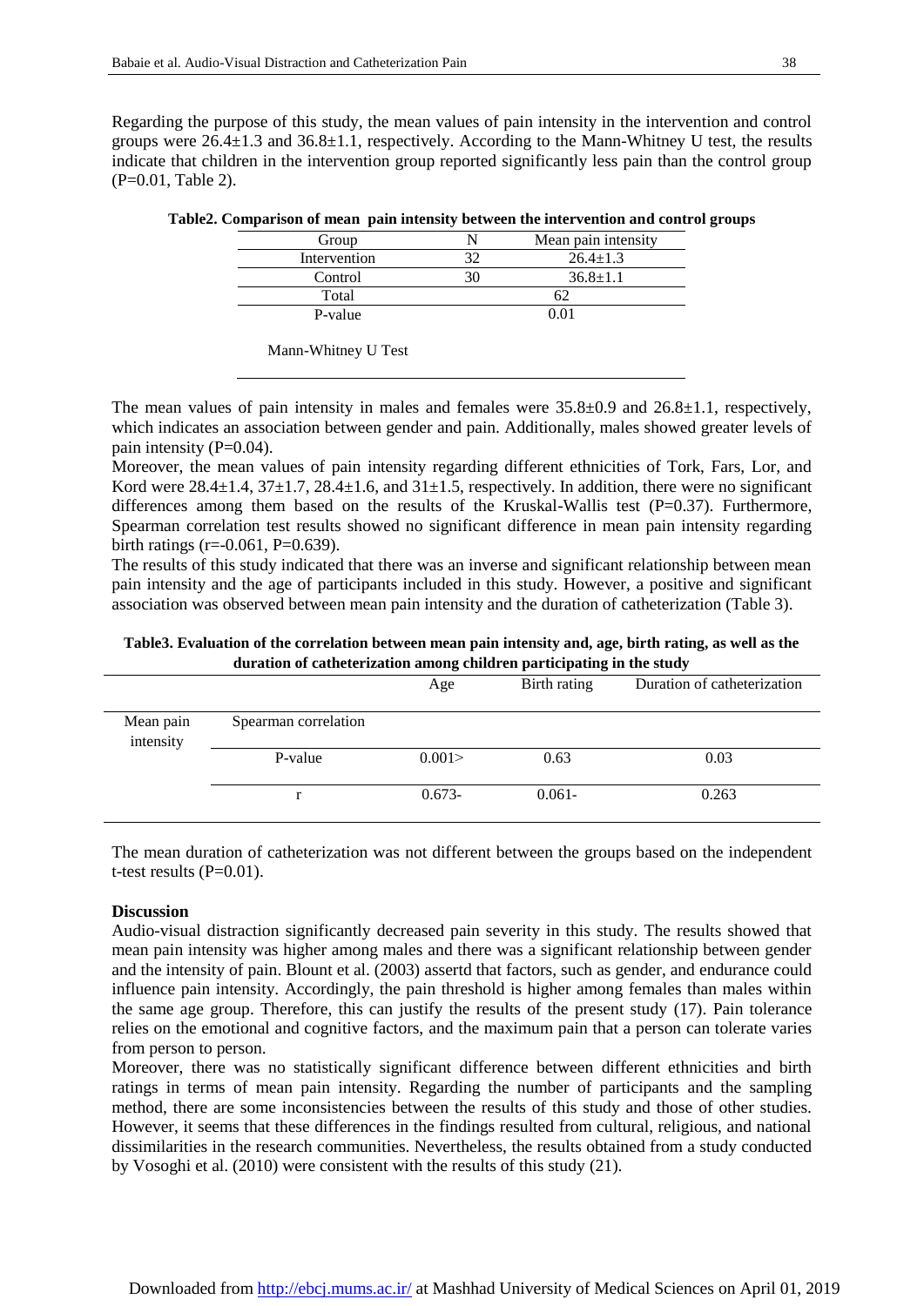Regarding the purpose of this study, the mean values of pain intensity in the intervention and control groups were 26.4±1.3 and 36.8±1.1, respectively. According to the Mann-Whitney U test, the results indicate that children in the intervention group reported significantly less pain than the control group (P=0.01, Table 2).

**Table2. Comparison of mean pain intensity between the intervention and control groups**

| Group | N | Mean pain intensity |
|---|---|---|
| Intervention | 32 | 26.4±1.3 |
| Control | 30 | 36.8±1.1 |
| Total | | 62 |
| P-value | | 0.01 |

Mann-Whitney U Test

The mean values of pain intensity in males and females were 35.8±0.9 and 26.8±1.1, respectively, which indicates an association between gender and pain. Additionally, males showed greater levels of pain intensity (P=0.04).

Moreover, the mean values of pain intensity regarding different ethnicities of Tork, Fars, Lor, and Kord were 28.4±1.4, 37±1.7, 28.4±1.6, and 31±1.5, respectively. In addition, there were no significant differences among them based on the results of the Kruskal-Wallis test (P=0.37). Furthermore, Spearman correlation test results showed no significant difference in mean pain intensity regarding birth ratings (r=-0.061, P=0.639).

The results of this study indicated that there was an inverse and significant relationship between mean pain intensity and the age of participants included in this study. However, a positive and significant association was observed between mean pain intensity and the duration of catheterization (Table 3).

**Table3. Evaluation of the correlation between mean pain intensity and, age, birth rating, as well as the duration of catheterization among children participating in the study**

| | | Age | Birth rating | Duration of catheterization |
|---|---|---|---|---|
| Mean pain intensity | Spearman correlation | | | |
| | P-value | 0.001> | 0.63 | 0.03 |
| | r | 0.673- | 0.061- | 0.263 |

The mean duration of catheterization was not different between the groups based on the independent t-test results (P=0.01).

**Discussion**

Audio-visual distraction significantly decreased pain severity in this study. The results showed that mean pain intensity was higher among males and there was a significant relationship between gender and the intensity of pain. Blount et al. (2003) assertd that factors, such as gender, and endurance could influence pain intensity. Accordingly, the pain threshold is higher among females than males within the same age group. Therefore, this can justify the results of the present study (17). Pain tolerance relies on the emotional and cognitive factors, and the maximum pain that a person can tolerate varies from person to person.

Moreover, there was no statistically significant difference between different ethnicities and birth ratings in terms of mean pain intensity. Regarding the number of participants and the sampling method, there are some inconsistencies between the results of this study and those of other studies. However, it seems that these differences in the findings resulted from cultural, religious, and national dissimilarities in the research communities. Nevertheless, the results obtained from a study conducted by Vosoghi et al. (2010) were consistent with the results of this study (21).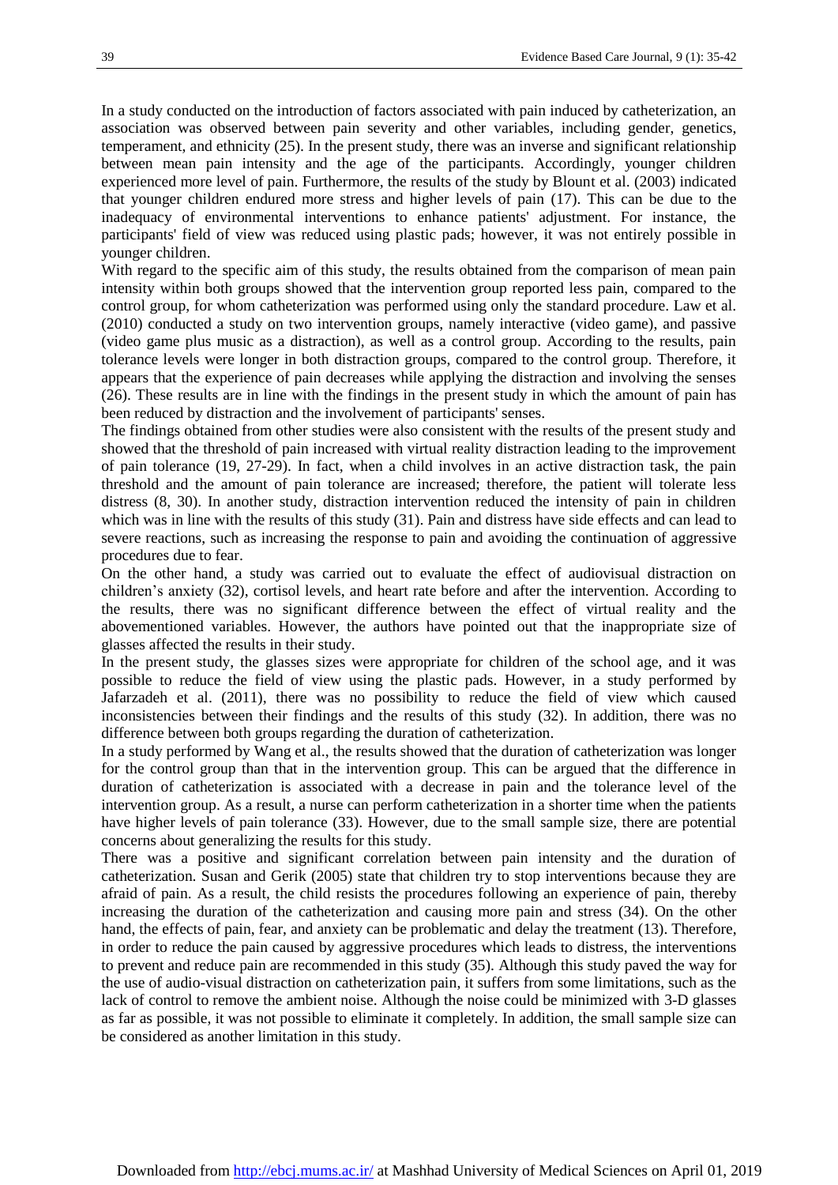In a study conducted on the introduction of factors associated with pain induced by catheterization, an association was observed between pain severity and other variables, including gender, genetics, temperament, and ethnicity (25). In the present study, there was an inverse and significant relationship between mean pain intensity and the age of the participants. Accordingly, younger children experienced more level of pain. Furthermore, the results of the study by Blount et al. (2003) indicated that younger children endured more stress and higher levels of pain (17). This can be due to the inadequacy of environmental interventions to enhance patients' adjustment. For instance, the participants' field of view was reduced using plastic pads; however, it was not entirely possible in younger children.

With regard to the specific aim of this study, the results obtained from the comparison of mean pain intensity within both groups showed that the intervention group reported less pain, compared to the control group, for whom catheterization was performed using only the standard procedure. Law et al. (2010) conducted a study on two intervention groups, namely interactive (video game), and passive (video game plus music as a distraction), as well as a control group. According to the results, pain tolerance levels were longer in both distraction groups, compared to the control group. Therefore, it appears that the experience of pain decreases while applying the distraction and involving the senses (26). These results are in line with the findings in the present study in which the amount of pain has been reduced by distraction and the involvement of participants' senses.

The findings obtained from other studies were also consistent with the results of the present study and showed that the threshold of pain increased with virtual reality distraction leading to the improvement of pain tolerance (19, 27-29). In fact, when a child involves in an active distraction task, the pain threshold and the amount of pain tolerance are increased; therefore, the patient will tolerate less distress (8, 30). In another study, distraction intervention reduced the intensity of pain in children which was in line with the results of this study (31). Pain and distress have side effects and can lead to severe reactions, such as increasing the response to pain and avoiding the continuation of aggressive procedures due to fear.

On the other hand, a study was carried out to evaluate the effect of audiovisual distraction on children's anxiety (32), cortisol levels, and heart rate before and after the intervention. According to the results, there was no significant difference between the effect of virtual reality and the abovementioned variables. However, the authors have pointed out that the inappropriate size of glasses affected the results in their study.

In the present study, the glasses sizes were appropriate for children of the school age, and it was possible to reduce the field of view using the plastic pads. However, in a study performed by Jafarzadeh et al. (2011), there was no possibility to reduce the field of view which caused inconsistencies between their findings and the results of this study (32). In addition, there was no difference between both groups regarding the duration of catheterization.

In a study performed by Wang et al., the results showed that the duration of catheterization was longer for the control group than that in the intervention group. This can be argued that the difference in duration of catheterization is associated with a decrease in pain and the tolerance level of the intervention group. As a result, a nurse can perform catheterization in a shorter time when the patients have higher levels of pain tolerance (33). However, due to the small sample size, there are potential concerns about generalizing the results for this study.

There was a positive and significant correlation between pain intensity and the duration of catheterization. Susan and Gerik (2005) state that children try to stop interventions because they are afraid of pain. As a result, the child resists the procedures following an experience of pain, thereby increasing the duration of the catheterization and causing more pain and stress (34). On the other hand, the effects of pain, fear, and anxiety can be problematic and delay the treatment (13). Therefore, in order to reduce the pain caused by aggressive procedures which leads to distress, the interventions to prevent and reduce pain are recommended in this study (35). Although this study paved the way for the use of audio-visual distraction on catheterization pain, it suffers from some limitations, such as the lack of control to remove the ambient noise. Although the noise could be minimized with 3-D glasses as far as possible, it was not possible to eliminate it completely. In addition, the small sample size can be considered as another limitation in this study.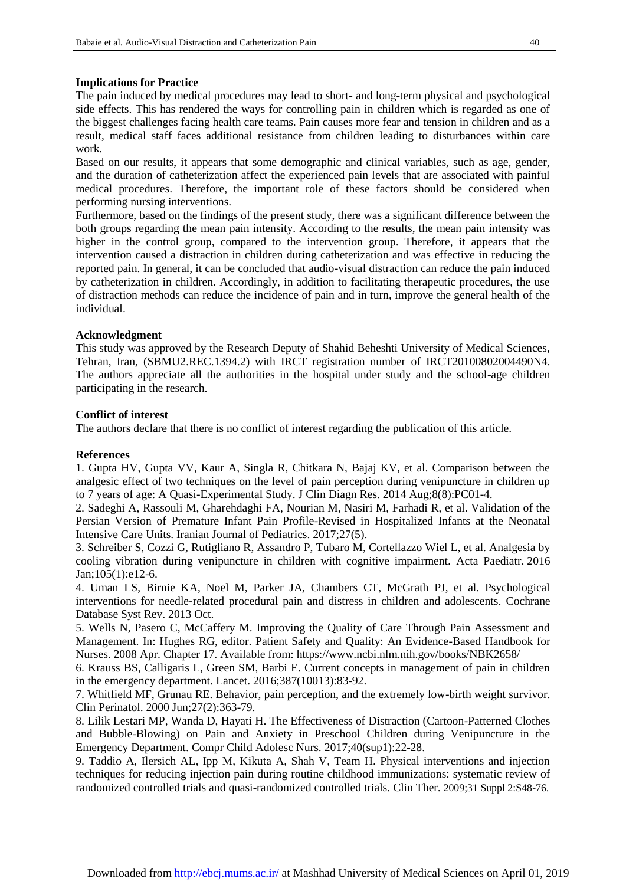**Implications for Practice**

The pain induced by medical procedures may lead to short- and long-term physical and psychological side effects. This has rendered the ways for controlling pain in children which is regarded as one of the biggest challenges facing health care teams. Pain causes more fear and tension in children and as a result, medical staff faces additional resistance from children leading to disturbances within care work.

Based on our results, it appears that some demographic and clinical variables, such as age, gender, and the duration of catheterization affect the experienced pain levels that are associated with painful medical procedures. Therefore, the important role of these factors should be considered when performing nursing interventions.

Furthermore, based on the findings of the present study, there was a significant difference between the both groups regarding the mean pain intensity. According to the results, the mean pain intensity was higher in the control group, compared to the intervention group. Therefore, it appears that the intervention caused a distraction in children during catheterization and was effective in reducing the reported pain. In general, it can be concluded that audio-visual distraction can reduce the pain induced by catheterization in children. Accordingly, in addition to facilitating therapeutic procedures, the use of distraction methods can reduce the incidence of pain and in turn, improve the general health of the individual.

**Acknowledgment**

This study was approved by the Research Deputy of Shahid Beheshti University of Medical Sciences, Tehran, Iran, (SBMU2.REC.1394.2) with IRCT registration number of IRCT20100802004490N4. The authors appreciate all the authorities in the hospital under study and the school-age children participating in the research.

**Conflict of interest**

The authors declare that there is no conflict of interest regarding the publication of this article.

**References**

1. Gupta HV, Gupta VV, Kaur A, Singla R, Chitkara N, Bajaj KV, et al. Comparison between the analgesic effect of two techniques on the level of pain perception during venipuncture in children up to 7 years of age: A Quasi-Experimental Study. J Clin Diagn Res. 2014 Aug;8(8):PC01-4.
2. Sadeghi A, Rassouli M, Gharehdaghi FA, Nourian M, Nasiri M, Farhadi R, et al. Validation of the Persian Version of Premature Infant Pain Profile-Revised in Hospitalized Infants at the Neonatal Intensive Care Units. Iranian Journal of Pediatrics. 2017;27(5).
3. Schreiber S, Cozzi G, Rutigliano R, Assandro P, Tubaro M, Cortellazzo Wiel L, et al. Analgesia by cooling vibration during venipuncture in children with cognitive impairment. Acta Paediatr. 2016 Jan;105(1):e12-6.
4. Uman LS, Birnie KA, Noel M, Parker JA, Chambers CT, McGrath PJ, et al. Psychological interventions for needle-related procedural pain and distress in children and adolescents. Cochrane Database Syst Rev. 2013 Oct.
5. Wells N, Pasero C, McCaffery M. Improving the Quality of Care Through Pain Assessment and Management. In: Hughes RG, editor. Patient Safety and Quality: An Evidence-Based Handbook for Nurses. 2008 Apr. Chapter 17. Available from: https://www.ncbi.nlm.nih.gov/books/NBK2658/
6. Krauss BS, Calligaris L, Green SM, Barbi E. Current concepts in management of pain in children in the emergency department. Lancet. 2016;387(10013):83-92.
7. Whitfield MF, Grunau RE. Behavior, pain perception, and the extremely low-birth weight survivor. Clin Perinatol. 2000 Jun;27(2):363-79.
8. Lilik Lestari MP, Wanda D, Hayati H. The Effectiveness of Distraction (Cartoon-Patterned Clothes and Bubble-Blowing) on Pain and Anxiety in Preschool Children during Venipuncture in the Emergency Department. Compr Child Adolesc Nurs. 2017;40(sup1):22-28.
9. Taddio A, Ilersich AL, Ipp M, Kikuta A, Shah V, Team H. Physical interventions and injection techniques for reducing injection pain during routine childhood immunizations: systematic review of randomized controlled trials and quasi-randomized controlled trials. Clin Ther. 2009;31 Suppl 2:S48-76.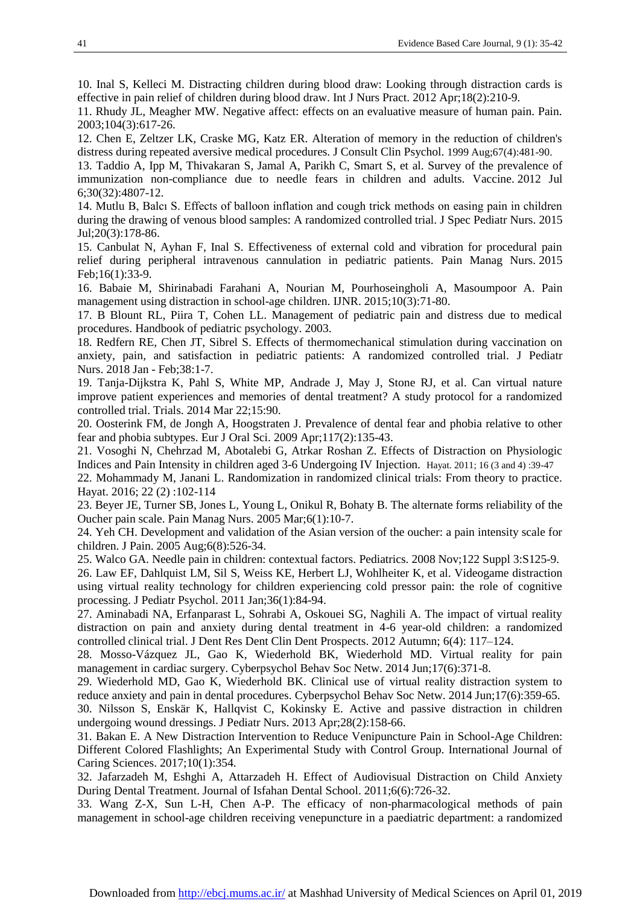10. Inal S, Kelleci M. Distracting children during blood draw: Looking through distraction cards is effective in pain relief of children during blood draw. Int J Nurs Pract. 2012 Apr;18(2):210-9.

11. Rhudy JL, Meagher MW. Negative affect: effects on an evaluative measure of human pain. Pain. 2003;104(3):617-26.

12. Chen E, Zeltzer LK, Craske MG, Katz ER. Alteration of memory in the reduction of children's distress during repeated aversive medical procedures. J Consult Clin Psychol. 1999 Aug;67(4):481-90.

13. Taddio A, Ipp M, Thivakaran S, Jamal A, Parikh C, Smart S, et al. Survey of the prevalence of immunization non-compliance due to needle fears in children and adults. Vaccine. 2012 Jul 6;30(32):4807-12.

14. Mutlu B, Balcı S. Effects of balloon inflation and cough trick methods on easing pain in children during the drawing of venous blood samples: A randomized controlled trial. J Spec Pediatr Nurs. 2015 Jul;20(3):178-86.

15. Canbulat N, Ayhan F, Inal S. Effectiveness of external cold and vibration for procedural pain relief during peripheral intravenous cannulation in pediatric patients. Pain Manag Nurs. 2015 Feb;16(1):33-9.

16. Babaie M, Shirinabadi Farahani A, Nourian M, Pourhoseingholi A, Masoumpoor A. Pain management using distraction in school-age children. IJNR. 2015;10(3):71-80.

17. B Blount RL, Piira T, Cohen LL. Management of pediatric pain and distress due to medical procedures. Handbook of pediatric psychology. 2003.

18. Redfern RE, Chen JT, Sibrel S. Effects of thermomechanical stimulation during vaccination on anxiety, pain, and satisfaction in pediatric patients: A randomized controlled trial. J Pediatr Nurs. 2018 Jan - Feb;38:1-7.

19. Tanja-Dijkstra K, Pahl S, White MP, Andrade J, May J, Stone RJ, et al. Can virtual nature improve patient experiences and memories of dental treatment? A study protocol for a randomized controlled trial. Trials. 2014 Mar 22;15:90.

20. Oosterink FM, de Jongh A, Hoogstraten J. Prevalence of dental fear and phobia relative to other fear and phobia subtypes. Eur J Oral Sci. 2009 Apr;117(2):135-43.

21. Vosoghi N, Chehrzad M, Abotalebi G, Atrkar Roshan Z. Effects of Distraction on Physiologic Indices and Pain Intensity in children aged 3-6 Undergoing IV Injection. Hayat. 2011; 16 (3 and 4) :39-47

22. Mohammady M, Janani L. Randomization in randomized clinical trials: From theory to practice. Hayat. 2016; 22 (2) :102-114

23. Beyer JE, Turner SB, Jones L, Young L, Onikul R, Bohaty B. The alternate forms reliability of the Oucher pain scale. Pain Manag Nurs. 2005 Mar;6(1):10-7.

24. Yeh CH. Development and validation of the Asian version of the oucher: a pain intensity scale for children. J Pain. 2005 Aug;6(8):526-34.

25. Walco GA. Needle pain in children: contextual factors. Pediatrics. 2008 Nov;122 Suppl 3:S125-9.

26. Law EF, Dahlquist LM, Sil S, Weiss KE, Herbert LJ, Wohlheiter K, et al. Videogame distraction using virtual reality technology for children experiencing cold pressor pain: the role of cognitive processing. J Pediatr Psychol. 2011 Jan;36(1):84-94.

27. Aminabadi NA, Erfanparast L, Sohrabi A, Oskouei SG, Naghili A. The impact of virtual reality distraction on pain and anxiety during dental treatment in 4-6 year-old children: a randomized controlled clinical trial. J Dent Res Dent Clin Dent Prospects. 2012 Autumn; 6(4): 117–124.

28. Mosso-Vázquez JL, Gao K, Wiederhold BK, Wiederhold MD. Virtual reality for pain management in cardiac surgery. Cyberpsychol Behav Soc Netw. 2014 Jun;17(6):371-8.

29. Wiederhold MD, Gao K, Wiederhold BK. Clinical use of virtual reality distraction system to reduce anxiety and pain in dental procedures. Cyberpsychol Behav Soc Netw. 2014 Jun;17(6):359-65.

30. Nilsson S, Enskär K, Hallqvist C, Kokinsky E. Active and passive distraction in children undergoing wound dressings. J Pediatr Nurs. 2013 Apr;28(2):158-66.

31. Bakan E. A New Distraction Intervention to Reduce Venipuncture Pain in School-Age Children: Different Colored Flashlights; An Experimental Study with Control Group. International Journal of Caring Sciences. 2017;10(1):354.

32. Jafarzadeh M, Eshghi A, Attarzadeh H. Effect of Audiovisual Distraction on Child Anxiety During Dental Treatment. Journal of Isfahan Dental School. 2011;6(6):726-32.

33. Wang Z-X, Sun L-H, Chen A-P. The efficacy of non-pharmacological methods of pain management in school-age children receiving venepuncture in a paediatric department: a randomized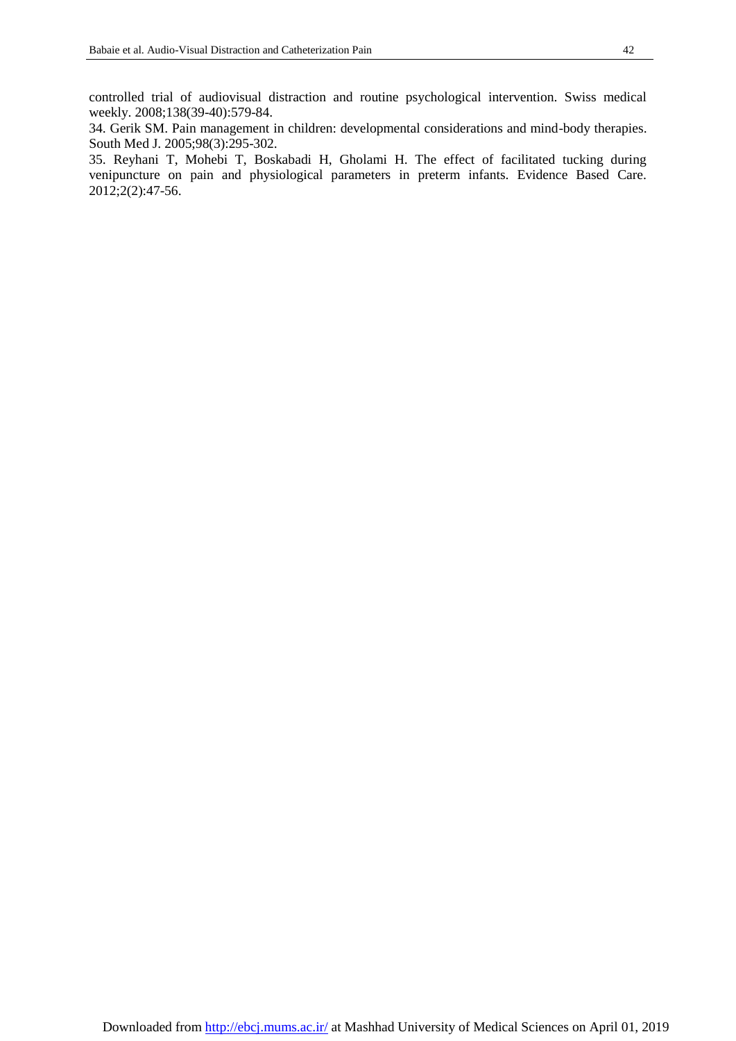controlled trial of audiovisual distraction and routine psychological intervention. Swiss medical weekly. 2008;138(39-40):579-84.

34. Gerik SM. Pain management in children: developmental considerations and mind-body therapies. South Med J. 2005;98(3):295-302.

35. Reyhani T, Mohebi T, Boskabadi H, Gholami H. The effect of facilitated tucking during venipuncture on pain and physiological parameters in preterm infants. Evidence Based Care. 2012;2(2):47-56.